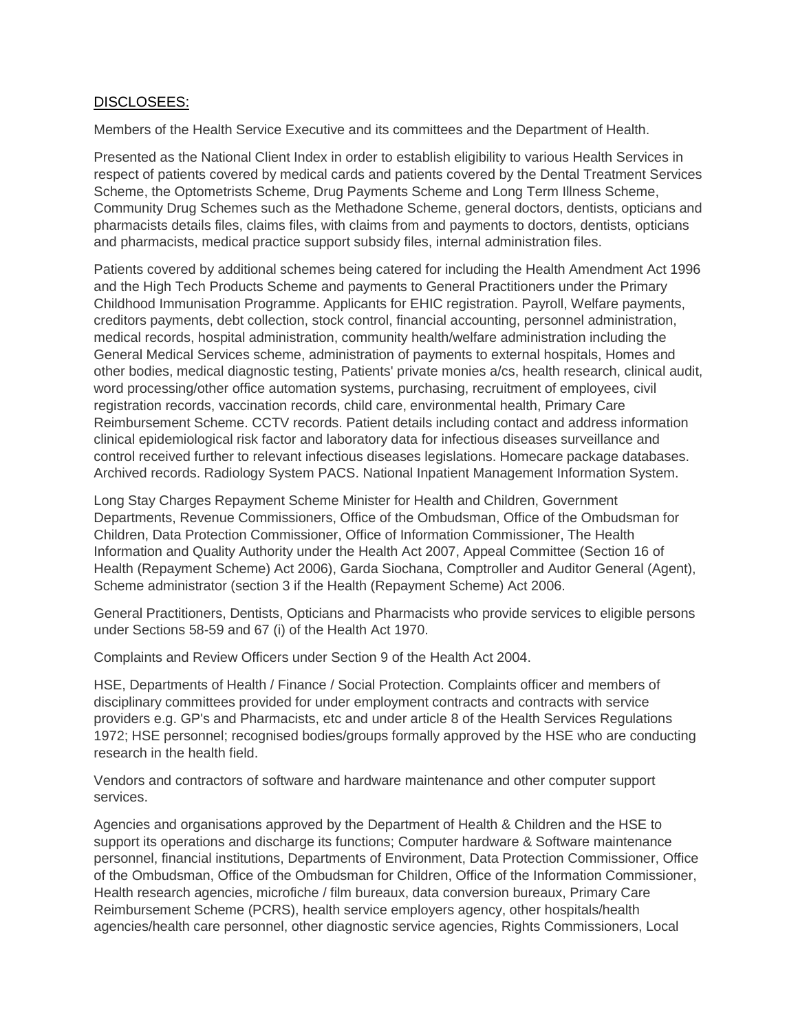DISCLOSEES:

Members of the Health Service Executive and its committees and the Department of Health.

Presented as the National Client Index in order to establish eligibility to various Health Services in respect of patients covered by medical cards and patients covered by the Dental Treatment Services Scheme, the Optometrists Scheme, Drug Payments Scheme and Long Term Illness Scheme, Community Drug Schemes such as the Methadone Scheme, general doctors, dentists, opticians and pharmacists details files, claims files, with claims from and payments to doctors, dentists, opticians and pharmacists, medical practice support subsidy files, internal administration files.

Patients covered by additional schemes being catered for including the Health Amendment Act 1996 and the High Tech Products Scheme and payments to General Practitioners under the Primary Childhood Immunisation Programme. Applicants for EHIC registration. Payroll, Welfare payments, creditors payments, debt collection, stock control, financial accounting, personnel administration, medical records, hospital administration, community health/welfare administration including the General Medical Services scheme, administration of payments to external hospitals, Homes and other bodies, medical diagnostic testing, Patients' private monies a/cs, health research, clinical audit, word processing/other office automation systems, purchasing, recruitment of employees, civil registration records, vaccination records, child care, environmental health, Primary Care Reimbursement Scheme. CCTV records. Patient details including contact and address information clinical epidemiological risk factor and laboratory data for infectious diseases surveillance and control received further to relevant infectious diseases legislations. Homecare package databases. Archived records. Radiology System PACS. National Inpatient Management Information System.

Long Stay Charges Repayment Scheme Minister for Health and Children, Government Departments, Revenue Commissioners, Office of the Ombudsman, Office of the Ombudsman for Children, Data Protection Commissioner, Office of Information Commissioner, The Health Information and Quality Authority under the Health Act 2007, Appeal Committee (Section 16 of Health (Repayment Scheme) Act 2006), Garda Siochana, Comptroller and Auditor General (Agent), Scheme administrator (section 3 if the Health (Repayment Scheme) Act 2006.

General Practitioners, Dentists, Opticians and Pharmacists who provide services to eligible persons under Sections 58-59 and 67 (i) of the Health Act 1970.

Complaints and Review Officers under Section 9 of the Health Act 2004.

HSE, Departments of Health / Finance / Social Protection. Complaints officer and members of disciplinary committees provided for under employment contracts and contracts with service providers e.g. GP's and Pharmacists, etc and under article 8 of the Health Services Regulations 1972; HSE personnel; recognised bodies/groups formally approved by the HSE who are conducting research in the health field.

Vendors and contractors of software and hardware maintenance and other computer support services.

Agencies and organisations approved by the Department of Health & Children and the HSE to support its operations and discharge its functions; Computer hardware & Software maintenance personnel, financial institutions, Departments of Environment, Data Protection Commissioner, Office of the Ombudsman, Office of the Ombudsman for Children, Office of the Information Commissioner, Health research agencies, microfiche / film bureaux, data conversion bureaux, Primary Care Reimbursement Scheme (PCRS), health service employers agency, other hospitals/health agencies/health care personnel, other diagnostic service agencies, Rights Commissioners, Local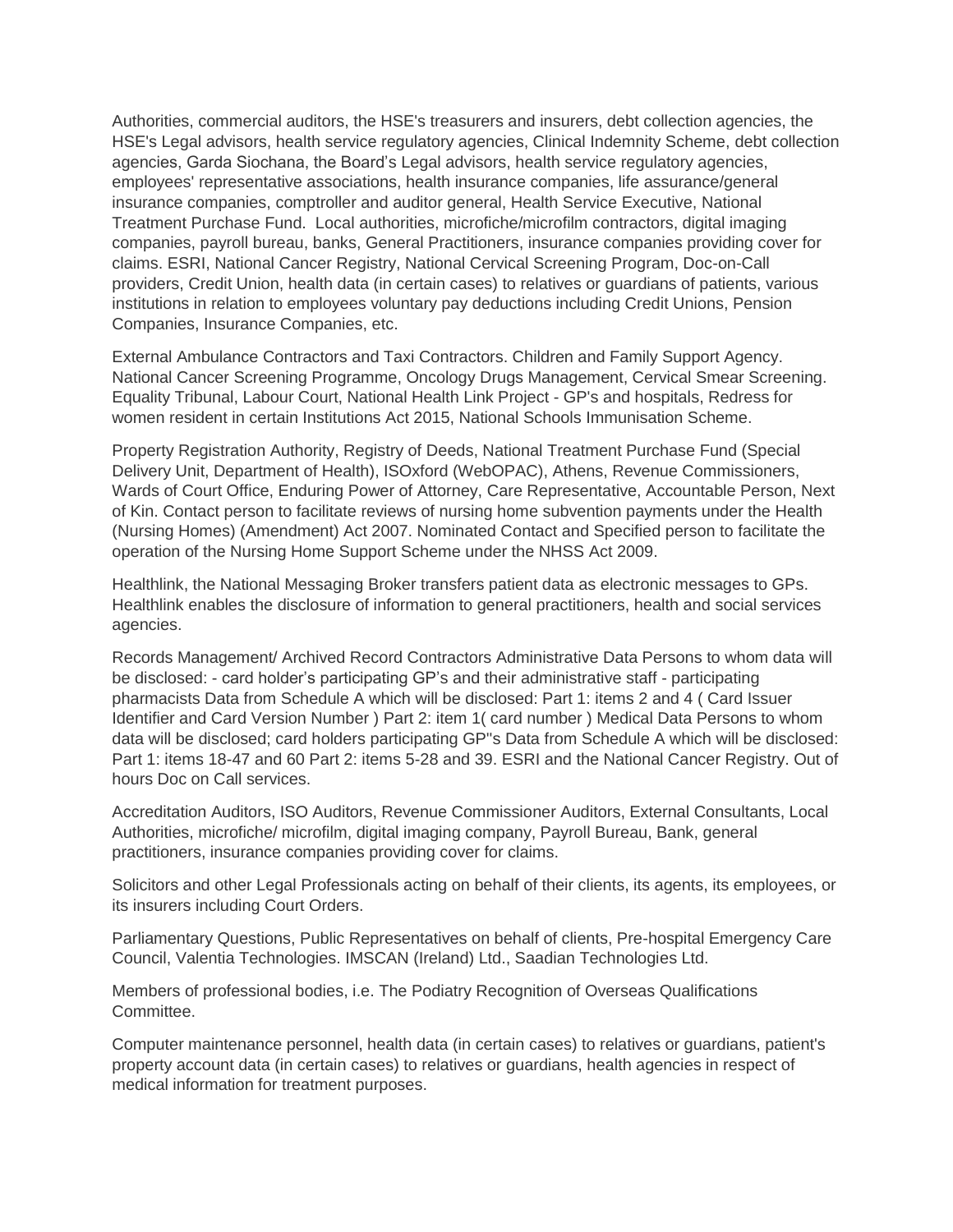Authorities, commercial auditors, the HSE's treasurers and insurers, debt collection agencies, the HSE's Legal advisors, health service regulatory agencies, Clinical Indemnity Scheme, debt collection agencies, Garda Siochana, the Board's Legal advisors, health service regulatory agencies, employees' representative associations, health insurance companies, life assurance/general insurance companies, comptroller and auditor general, Health Service Executive, National Treatment Purchase Fund.  Local authorities, microfiche/microfilm contractors, digital imaging companies, payroll bureau, banks, General Practitioners, insurance companies providing cover for claims. ESRI, National Cancer Registry, National Cervical Screening Program, Doc-on-Call providers, Credit Union, health data (in certain cases) to relatives or guardians of patients, various institutions in relation to employees voluntary pay deductions including Credit Unions, Pension Companies, Insurance Companies, etc.

External Ambulance Contractors and Taxi Contractors. Children and Family Support Agency. National Cancer Screening Programme, Oncology Drugs Management, Cervical Smear Screening. Equality Tribunal, Labour Court, National Health Link Project - GP's and hospitals, Redress for women resident in certain Institutions Act 2015, National Schools Immunisation Scheme.

Property Registration Authority, Registry of Deeds, National Treatment Purchase Fund (Special Delivery Unit, Department of Health), ISOxford (WebOPAC), Athens, Revenue Commissioners, Wards of Court Office, Enduring Power of Attorney, Care Representative, Accountable Person, Next of Kin. Contact person to facilitate reviews of nursing home subvention payments under the Health (Nursing Homes) (Amendment) Act 2007. Nominated Contact and Specified person to facilitate the operation of the Nursing Home Support Scheme under the NHSS Act 2009.

Healthlink, the National Messaging Broker transfers patient data as electronic messages to GPs. Healthlink enables the disclosure of information to general practitioners, health and social services agencies.

Records Management/ Archived Record Contractors Administrative Data Persons to whom data will be disclosed: - card holder's participating GP's and their administrative staff - participating pharmacists Data from Schedule A which will be disclosed: Part 1: items 2 and 4 ( Card Issuer Identifier and Card Version Number ) Part 2: item 1( card number ) Medical Data Persons to whom data will be disclosed; card holders participating GP"s Data from Schedule A which will be disclosed: Part 1: items 18-47 and 60 Part 2: items 5-28 and 39. ESRI and the National Cancer Registry. Out of hours Doc on Call services.

Accreditation Auditors, ISO Auditors, Revenue Commissioner Auditors, External Consultants, Local Authorities, microfiche/ microfilm, digital imaging company, Payroll Bureau, Bank, general practitioners, insurance companies providing cover for claims.

Solicitors and other Legal Professionals acting on behalf of their clients, its agents, its employees, or its insurers including Court Orders.

Parliamentary Questions, Public Representatives on behalf of clients, Pre-hospital Emergency Care Council, Valentia Technologies. IMSCAN (Ireland) Ltd., Saadian Technologies Ltd.

Members of professional bodies, i.e. The Podiatry Recognition of Overseas Qualifications Committee.

Computer maintenance personnel, health data (in certain cases) to relatives or guardians, patient's property account data (in certain cases) to relatives or guardians, health agencies in respect of medical information for treatment purposes.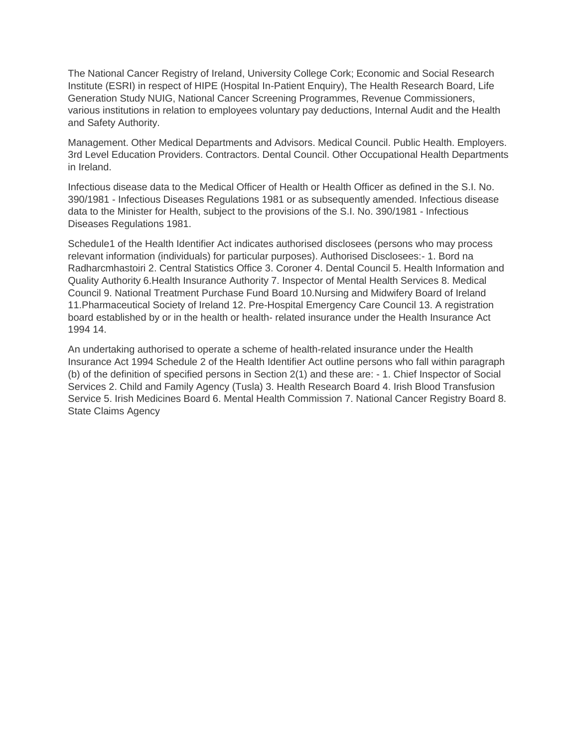The National Cancer Registry of Ireland, University College Cork; Economic and Social Research Institute (ESRI) in respect of HIPE (Hospital In-Patient Enquiry), The Health Research Board, Life Generation Study NUIG, National Cancer Screening Programmes, Revenue Commissioners, various institutions in relation to employees voluntary pay deductions, Internal Audit and the Health and Safety Authority.

Management. Other Medical Departments and Advisors. Medical Council. Public Health. Employers. 3rd Level Education Providers. Contractors. Dental Council. Other Occupational Health Departments in Ireland.

Infectious disease data to the Medical Officer of Health or Health Officer as defined in the S.I. No. 390/1981 - Infectious Diseases Regulations 1981 or as subsequently amended. Infectious disease data to the Minister for Health, subject to the provisions of the S.I. No. 390/1981 - Infectious Diseases Regulations 1981.

Schedule1 of the Health Identifier Act indicates authorised disclosees (persons who may process relevant information (individuals) for particular purposes). Authorised Disclosees:- 1. Bord na Radharcmhastoiri 2. Central Statistics Office 3. Coroner 4. Dental Council 5. Health Information and Quality Authority 6.Health Insurance Authority 7. Inspector of Mental Health Services 8. Medical Council 9. National Treatment Purchase Fund Board 10.Nursing and Midwifery Board of Ireland 11.Pharmaceutical Society of Ireland 12. Pre-Hospital Emergency Care Council 13. A registration board established by or in the health or health- related insurance under the Health Insurance Act 1994 14.

An undertaking authorised to operate a scheme of health-related insurance under the Health Insurance Act 1994 Schedule 2 of the Health Identifier Act outline persons who fall within paragraph (b) of the definition of specified persons in Section 2(1) and these are: - 1. Chief Inspector of Social Services 2. Child and Family Agency (Tusla) 3. Health Research Board 4. Irish Blood Transfusion Service 5. Irish Medicines Board 6. Mental Health Commission 7. National Cancer Registry Board 8. State Claims Agency